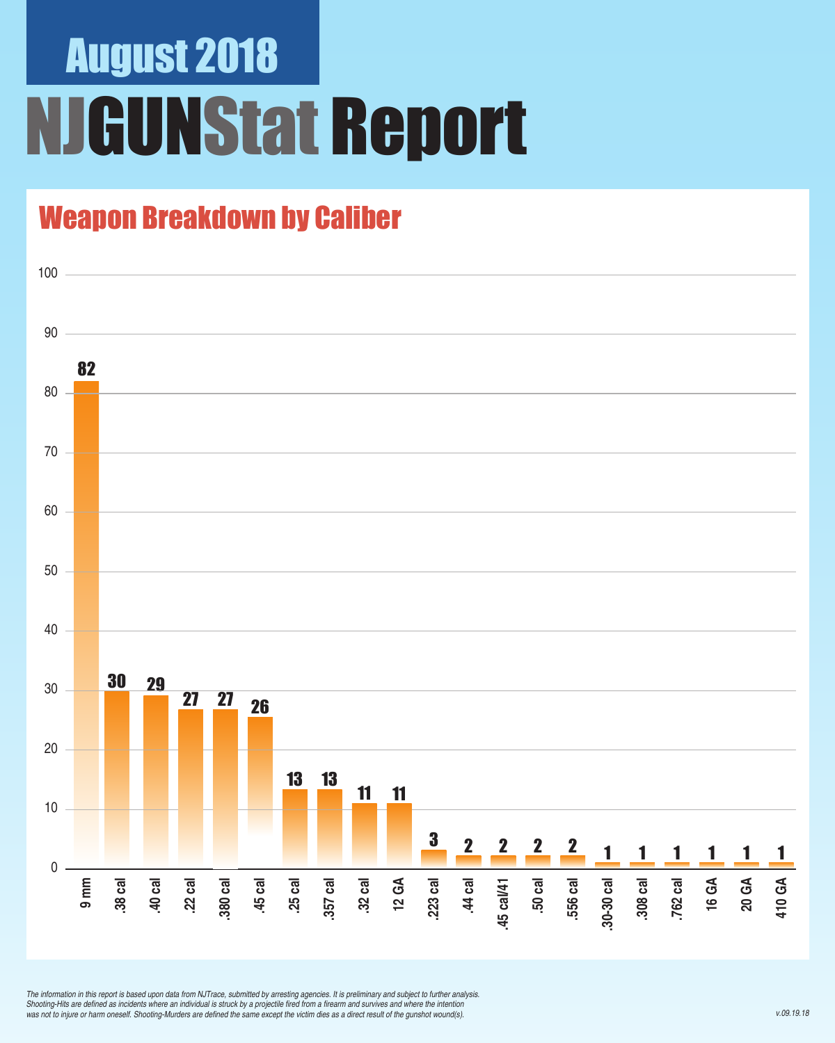# August 2018

# NJGUNStat Report

## Weapon Breakdown by Caliber

| Caliber | Count |
|---|---|
| 9 mm | 82 |
| .38 cal | 30 |
| .40 cal | 29 |
| .22 cal | 27 |
| .380 cal | 27 |
| .45 cal | 26 |
| .25 cal | 13 |
| .357 cal | 13 |
| .32 cal | 11 |
| 12 GA | 11 |
| .223 cal | 3 |
| .44 cal | 2 |
| .45 cal/41 | 2 |
| .50 cal | 2 |
| .556 cal | 2 |
| .30-30 cal | 1 |
| .308 cal | 1 |
| .762 cal | 1 |
| 16 GA | 1 |
| 20 GA | 1 |
| 410 GA | 1 |

*The information in this report is based upon data from NJTrace, submitted by arresting agencies. It is preliminary and subject to further analysis. Shooting-Hits are defined as incidents where an individual is struck by a projectile fired from a firearm and survives and where the intention was not to injure or harm oneself. Shooting-Murders are defined the same except the victim dies as a direct result of the gunshot wound(s).*

*v.09.19.18*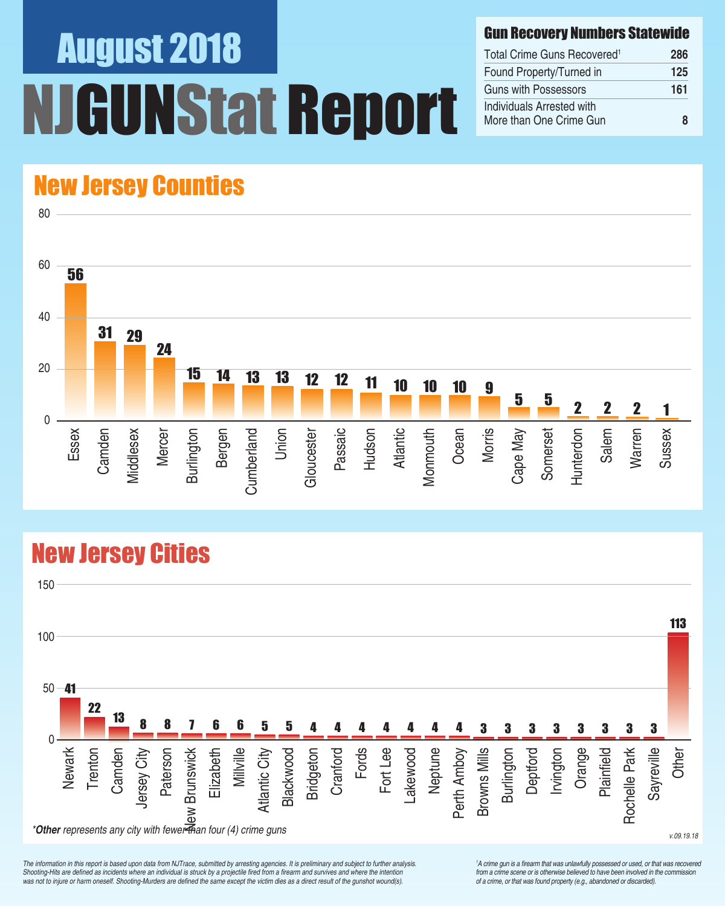# August 2018

# NJGUNStat Report

## Gun Recovery Numbers Statewide

| Gun Recovery Numbers Statewide | |
|---|---|
| Total Crime Guns Recovered[1] | 286 |
| Found Property/Turned in | 125 |
| Guns with Possessors | 161 |
| Individuals Arrested with More than One Crime Gun | 8 |

## New Jersey Counties

| County | Crime Guns |
|---|---|
| Essex | 56 |
| Camden | 31 |
| Middlesex | 29 |
| Mercer | 24 |
| Burlington | 15 |
| Bergen | 14 |
| Cumberland | 13 |
| Union | 13 |
| Gloucester | 12 |
| Passaic | 12 |
| Hudson | 11 |
| Atlantic | 10 |
| Monmouth | 10 |
| Ocean | 10 |
| Morris | 9 |
| Cape May | 5 |
| Somerset | 5 |
| Hunterdon | 2 |
| Salem | 2 |
| Warren | 2 |
| Sussex | 1 |

## New Jersey Cities

| City | Crime Guns |
|---|---|
| Newark | 41 |
| Trenton | 22 |
| Camden | 13 |
| Jersey City | 8 |
| Paterson | 8 |
| New Brunswick | 7 |
| Elizabeth | 6 |
| Millville | 6 |
| Atlantic City | 5 |
| Blackwood | 5 |
| Bridgeton | 4 |
| Cranford | 4 |
| Fords | 4 |
| Fort Lee | 4 |
| Lakewood | 4 |
| Neptune | 4 |
| Perth Amboy | 4 |
| Browns Mills | 3 |
| Burlington | 3 |
| Deptford | 3 |
| Irvington | 3 |
| Orange | 3 |
| Plainfield | 3 |
| Rochelle Park | 3 |
| Sayreville | 3 |
| Other | 113 |

*\*Other represents any city with fewer than four (4) crime guns*

v.09.19.18

*The information in this report is based upon data from NJTrace, submitted by arresting agencies. It is preliminary and subject to further analysis. Shooting-Hits are defined as incidents where an individual is struck by a projectile fired from a firearm and survives and where the intention was not to injure or harm oneself. Shooting-Murders are defined the same except the victim dies as a direct result of the gunshot wound(s).*

*[1] A crime gun is a firearm that was unlawfully possessed or used, or that was recovered from a crime scene or is otherwise believed to have been involved in the commission of a crime, or that was found property (e.g., abandoned or discarded).*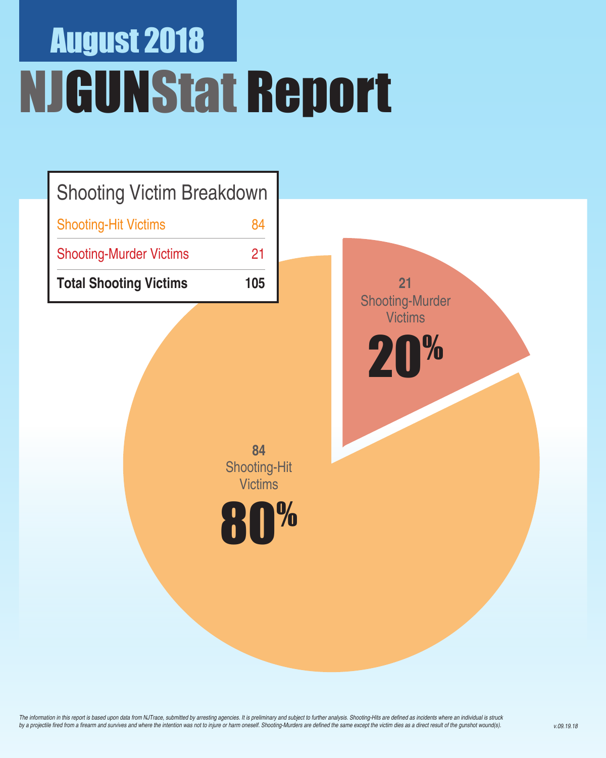## August 2018

# NJGUNStat Report

### Shooting Victim Breakdown

| | |
|---|---|
| Shooting-Hit Victims | 84 |
| Shooting-Murder Victims | 21 |
| **Total Shooting Victims** | **105** |

21
Shooting-Murder Victims
20%

84
Shooting-Hit Victims
80%

*The information in this report is based upon data from NJTrace, submitted by arresting agencies. It is preliminary and subject to further analysis. Shooting-Hits are defined as incidents where an individual is struck by a projectile fired from a firearm and survives and where the intention was not to injure or harm oneself. Shooting-Murders are defined the same except the victim dies as a direct result of the gunshot wound(s).*

*v.09.19.18*